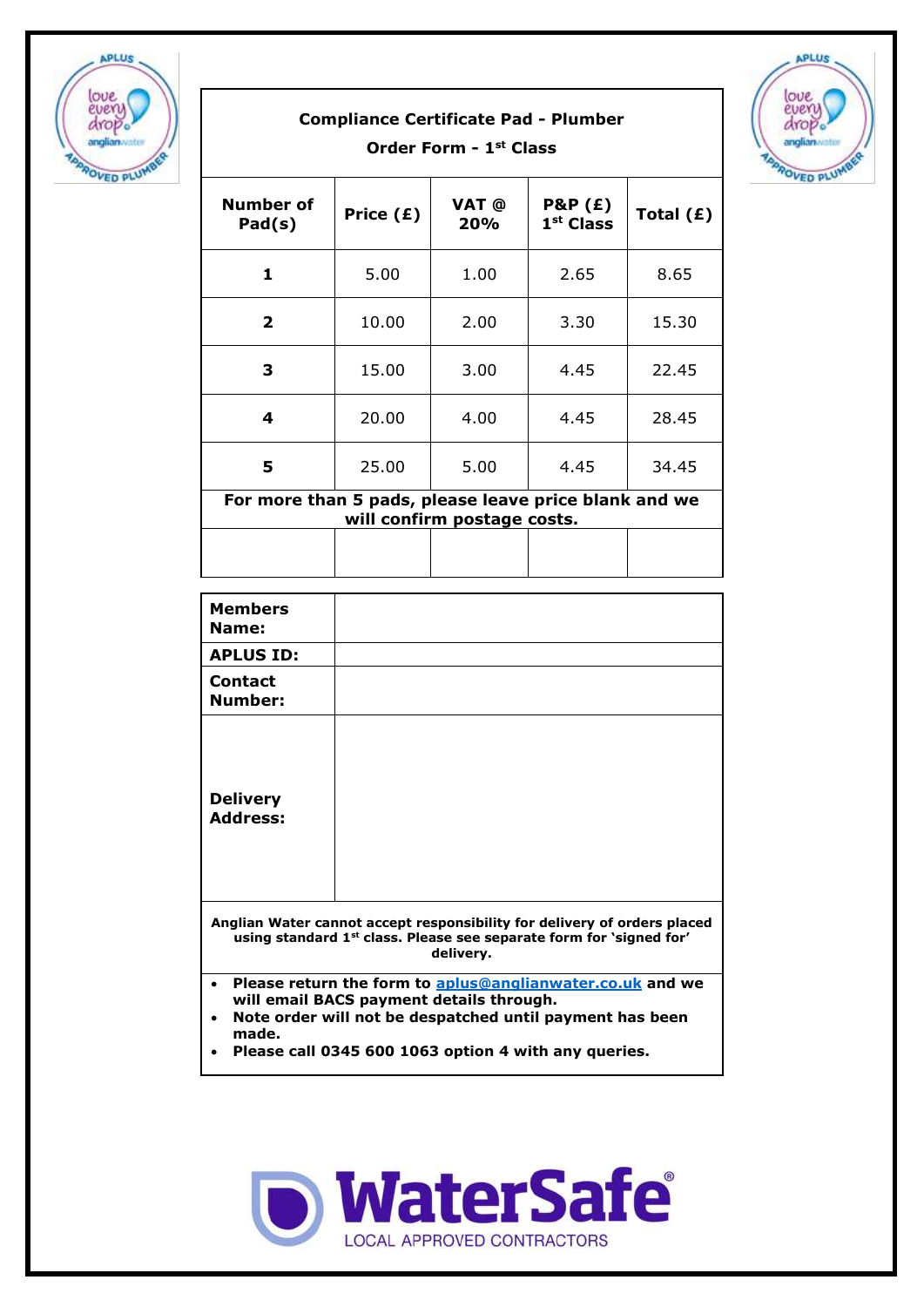## Compliance Certificate Pad - Plumber

### Order Form - 1st Class

| Number of Pad(s) | Price (£) | VAT @ 20% | P&P (£) 1st Class | Total (£) |
|---|---|---|---|---|
| **1** | 5.00 | 1.00 | 2.65 | 8.65 |
| **2** | 10.00 | 2.00 | 3.30 | 15.30 |
| **3** | 15.00 | 3.00 | 4.45 | 22.45 |
| **4** | 20.00 | 4.00 | 4.45 | 28.45 |
| **5** | 25.00 | 5.00 | 4.45 | 34.45 |
| **For more than 5 pads, please leave price blank and we will confirm postage costs.** | | | | |
| | | | | |

| | |
|---|---|
| **Members Name:** | |
| **APLUS ID:** | |
| **Contact Number:** | |
| **Delivery Address:** | |

**Anglian Water cannot accept responsibility for delivery of orders placed using standard 1st class. Please see separate form for 'signed for' delivery.**

- **Please return the form to aplus@anglianwater.co.uk and we will email BACS payment details through.**
- **Note order will not be despatched until payment has been made.**
- **Please call 0345 600 1063 option 4 with any queries.**

WaterSafe® LOCAL APPROVED CONTRACTORS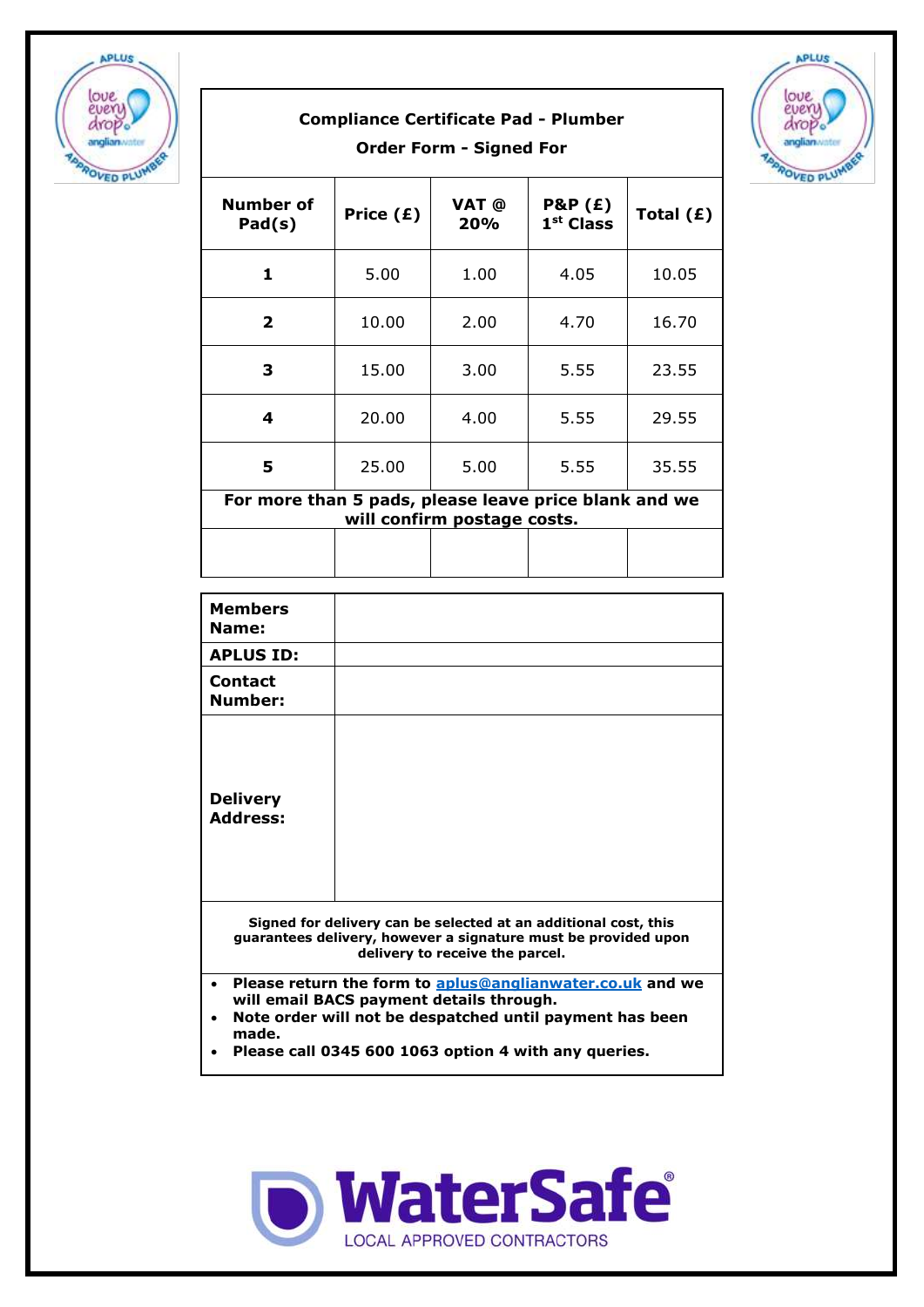## Compliance Certificate Pad - Plumber

## Order Form - Signed For

| Number of Pad(s) | Price (£) | VAT @ 20% | P&P (£) 1st Class | Total (£) |
|---|---|---|---|---|
| **1** | 5.00 | 1.00 | 4.05 | 10.05 |
| **2** | 10.00 | 2.00 | 4.70 | 16.70 |
| **3** | 15.00 | 3.00 | 5.55 | 23.55 |
| **4** | 20.00 | 4.00 | 5.55 | 29.55 |
| **5** | 25.00 | 5.00 | 5.55 | 35.55 |
| **For more than 5 pads, please leave price blank and we will confirm postage costs.** | | | | |
| | | | | |

| | |
|---|---|
| **Members Name:** | |
| **APLUS ID:** | |
| **Contact Number:** | |
| **Delivery Address:** | |

**Signed for delivery can be selected at an additional cost, this guarantees delivery, however a signature must be provided upon delivery to receive the parcel.**

- **Please return the form to aplus@anglianwater.co.uk and we will email BACS payment details through.**
- **Note order will not be despatched until payment has been made.**
- **Please call 0345 600 1063 option 4 with any queries.**

WaterSafe®
LOCAL APPROVED CONTRACTORS